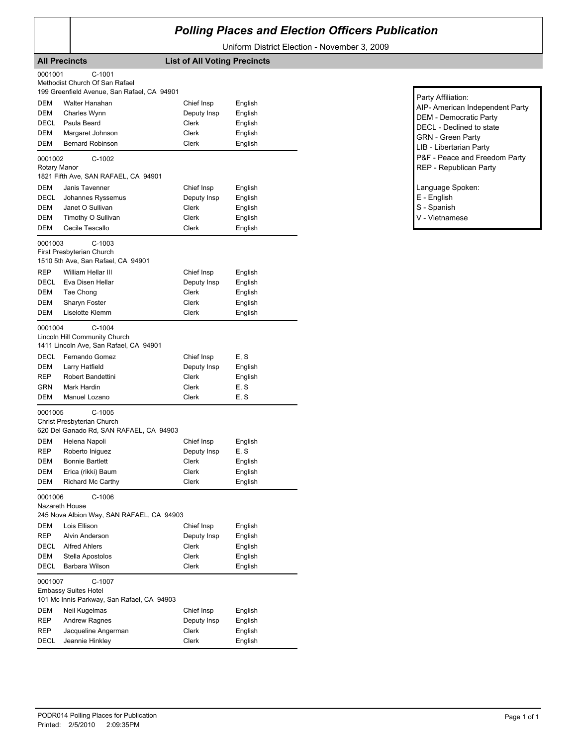# Polling Places and Election Officers Publication

Uniform District Election - November 3, 2009

**All Precincts** **List of All Voting Precincts**

Party Affiliation:
AIP- American Independent Party
DEM - Democratic Party
DECL - Declined to state
GRN - Green Party
LIB - Libertarian Party
P&F - Peace and Freedom Party
REP - Republican Party

Language Spoken:
E - English
S - Spanish
V - Vietnamese

0001001 C-1001
Methodist Church Of San Rafael
199 Greenfield Avenue, San Rafael, CA 94901

| | | | |
|---|---|---|---|
| DEM | Walter Hanahan | Chief Insp | English |
| DEM | Charles Wynn | Deputy Insp | English |
| DECL | Paula Beard | Clerk | English |
| DEM | Margaret Johnson | Clerk | English |
| DEM | Bernard Robinson | Clerk | English |

0001002 C-1002
Rotary Manor
1821 Fifth Ave, SAN RAFAEL, CA 94901

| | | | |
|---|---|---|---|
| DEM | Janis Tavenner | Chief Insp | English |
| DECL | Johannes Ryssemus | Deputy Insp | English |
| DEM | Janet O Sullivan | Clerk | English |
| DEM | Timothy O Sullivan | Clerk | English |
| DEM | Cecile Tescallo | Clerk | English |

0001003 C-1003
First Presbyterian Church
1510 5th Ave, San Rafael, CA 94901

| | | | |
|---|---|---|---|
| REP | William Hellar III | Chief Insp | English |
| DECL | Eva Disen Hellar | Deputy Insp | English |
| DEM | Tae Chong | Clerk | English |
| DEM | Sharyn Foster | Clerk | English |
| DEM | Liselotte Klemm | Clerk | English |

0001004 C-1004
Lincoln Hill Community Church
1411 Lincoln Ave, San Rafael, CA 94901

| | | | |
|---|---|---|---|
| DECL | Fernando Gomez | Chief Insp | E, S |
| DEM | Larry Hatfield | Deputy Insp | English |
| REP | Robert Bandettini | Clerk | English |
| GRN | Mark Hardin | Clerk | E, S |
| DEM | Manuel Lozano | Clerk | E, S |

0001005 C-1005
Christ Presbyterian Church
620 Del Ganado Rd, SAN RAFAEL, CA 94903

| | | | |
|---|---|---|---|
| DEM | Helena Napoli | Chief Insp | English |
| REP | Roberto Iniguez | Deputy Insp | E, S |
| DEM | Bonnie Bartlett | Clerk | English |
| DEM | Erica (rikki) Baum | Clerk | English |
| DEM | Richard Mc Carthy | Clerk | English |

0001006 C-1006
Nazareth House
245 Nova Albion Way, SAN RAFAEL, CA 94903

| | | | |
|---|---|---|---|
| DEM | Lois Ellison | Chief Insp | English |
| REP | Alvin Anderson | Deputy Insp | English |
| DECL | Alfred Ahlers | Clerk | English |
| DEM | Stella Apostolos | Clerk | English |
| DECL | Barbara Wilson | Clerk | English |

0001007 C-1007
Embassy Suites Hotel
101 Mc Innis Parkway, San Rafael, CA 94903

| | | | |
|---|---|---|---|
| DEM | Neil Kugelmas | Chief Insp | English |
| REP | Andrew Ragnes | Deputy Insp | English |
| REP | Jacqueline Angerman | Clerk | English |
| DECL | Jeannie Hinkley | Clerk | English |

PODR014 Polling Places for Publication
Printed: 2/5/2010 2:09:35PM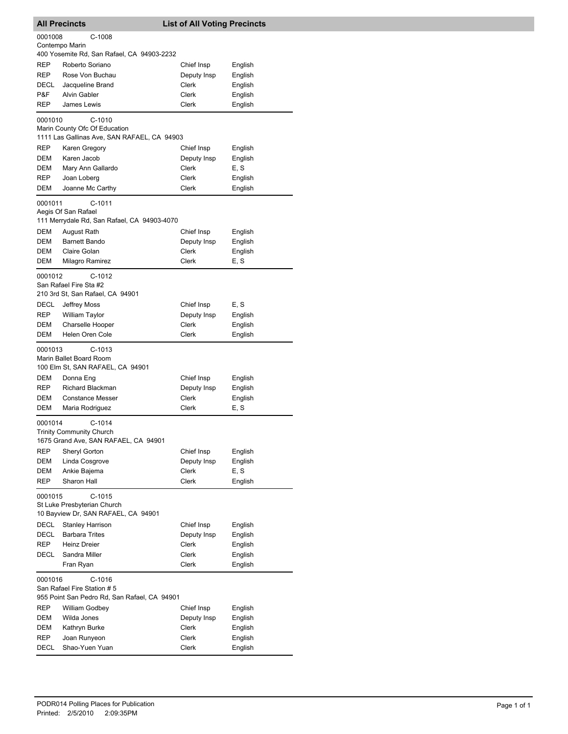## All Precincts — List of All Voting Precincts

**0001008 C-1008**
Contempo Marin
400 Yosemite Rd, San Rafael, CA 94903-2232

| Party | Name | Position | Language |
|---|---|---|---|
| REP | Roberto Soriano | Chief Insp | English |
| REP | Rose Von Buchau | Deputy Insp | English |
| DECL | Jacqueline Brand | Clerk | English |
| P&F | Alvin Gabler | Clerk | English |
| REP | James Lewis | Clerk | English |

**0001010 C-1010**
Marin County Ofc Of Education
1111 Las Gallinas Ave, SAN RAFAEL, CA 94903

| Party | Name | Position | Language |
|---|---|---|---|
| REP | Karen Gregory | Chief Insp | English |
| DEM | Karen Jacob | Deputy Insp | English |
| DEM | Mary Ann Gallardo | Clerk | E, S |
| REP | Joan Loberg | Clerk | English |
| DEM | Joanne Mc Carthy | Clerk | English |

**0001011 C-1011**
Aegis Of San Rafael
111 Merrydale Rd, San Rafael, CA 94903-4070

| Party | Name | Position | Language |
|---|---|---|---|
| DEM | August Rath | Chief Insp | English |
| DEM | Barnett Bando | Deputy Insp | English |
| DEM | Claire Golan | Clerk | English |
| DEM | Milagro Ramirez | Clerk | E, S |

**0001012 C-1012**
San Rafael Fire Sta #2
210 3rd St, San Rafael, CA 94901

| Party | Name | Position | Language |
|---|---|---|---|
| DECL | Jeffrey Moss | Chief Insp | E, S |
| REP | William Taylor | Deputy Insp | English |
| DEM | Charselle Hooper | Clerk | English |
| DEM | Helen Oren Cole | Clerk | English |

**0001013 C-1013**
Marin Ballet Board Room
100 Elm St, SAN RAFAEL, CA 94901

| Party | Name | Position | Language |
|---|---|---|---|
| DEM | Donna Eng | Chief Insp | English |
| REP | Richard Blackman | Deputy Insp | English |
| DEM | Constance Messer | Clerk | English |
| DEM | Maria Rodriguez | Clerk | E, S |

**0001014 C-1014**
Trinity Community Church
1675 Grand Ave, SAN RAFAEL, CA 94901

| Party | Name | Position | Language |
|---|---|---|---|
| REP | Sheryl Gorton | Chief Insp | English |
| DEM | Linda Cosgrove | Deputy Insp | English |
| DEM | Ankie Bajema | Clerk | E, S |
| REP | Sharon Hall | Clerk | English |

**0001015 C-1015**
St Luke Presbyterian Church
10 Bayview Dr, SAN RAFAEL, CA 94901

| Party | Name | Position | Language |
|---|---|---|---|
| DECL | Stanley Harrison | Chief Insp | English |
| DECL | Barbara Trites | Deputy Insp | English |
| REP | Heinz Dreier | Clerk | English |
| DECL | Sandra Miller | Clerk | English |
| | Fran Ryan | Clerk | English |

**0001016 C-1016**
San Rafael Fire Station # 5
955 Point San Pedro Rd, San Rafael, CA 94901

| Party | Name | Position | Language |
|---|---|---|---|
| REP | William Godbey | Chief Insp | English |
| DEM | Wilda Jones | Deputy Insp | English |
| DEM | Kathryn Burke | Clerk | English |
| REP | Joan Runyeon | Clerk | English |
| DECL | Shao-Yuen Yuan | Clerk | English |

PODR014 Polling Places for Publication
Printed: 2/5/2010 2:09:35PM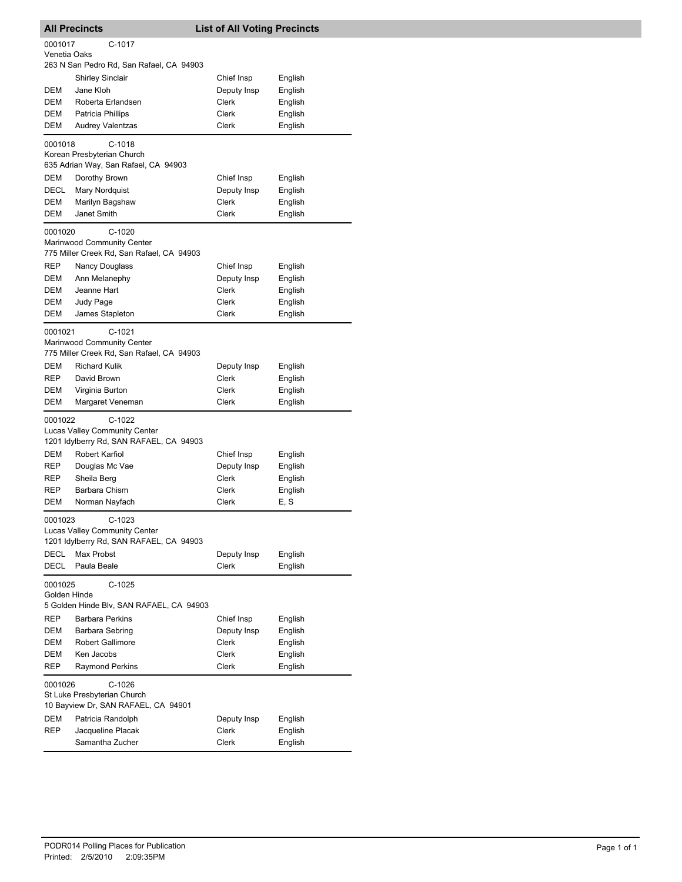## All Precincts — List of All Voting Precincts

**0001017** C-1017
Venetia Oaks
263 N San Pedro Rd, San Rafael, CA 94903

| Party | Name | Position | Language |
|---|---|---|---|
| | Shirley Sinclair | Chief Insp | English |
| DEM | Jane Kloh | Deputy Insp | English |
| DEM | Roberta Erlandsen | Clerk | English |
| DEM | Patricia Phillips | Clerk | English |
| DEM | Audrey Valentzas | Clerk | English |

**0001018** C-1018
Korean Presbyterian Church
635 Adrian Way, San Rafael, CA 94903

| Party | Name | Position | Language |
|---|---|---|---|
| DEM | Dorothy Brown | Chief Insp | English |
| DECL | Mary Nordquist | Deputy Insp | English |
| DEM | Marilyn Bagshaw | Clerk | English |
| DEM | Janet Smith | Clerk | English |

**0001020** C-1020
Marinwood Community Center
775 Miller Creek Rd, San Rafael, CA 94903

| Party | Name | Position | Language |
|---|---|---|---|
| REP | Nancy Douglass | Chief Insp | English |
| DEM | Ann Melanephy | Deputy Insp | English |
| DEM | Jeanne Hart | Clerk | English |
| DEM | Judy Page | Clerk | English |
| DEM | James Stapleton | Clerk | English |

**0001021** C-1021
Marinwood Community Center
775 Miller Creek Rd, San Rafael, CA 94903

| Party | Name | Position | Language |
|---|---|---|---|
| DEM | Richard Kulik | Deputy Insp | English |
| REP | David Brown | Clerk | English |
| DEM | Virginia Burton | Clerk | English |
| DEM | Margaret Veneman | Clerk | English |

**0001022** C-1022
Lucas Valley Community Center
1201 Idylberry Rd, SAN RAFAEL, CA 94903

| Party | Name | Position | Language |
|---|---|---|---|
| DEM | Robert Karfiol | Chief Insp | English |
| REP | Douglas Mc Vae | Deputy Insp | English |
| REP | Sheila Berg | Clerk | English |
| REP | Barbara Chism | Clerk | English |
| DEM | Norman Nayfach | Clerk | E, S |

**0001023** C-1023
Lucas Valley Community Center
1201 Idylberry Rd, SAN RAFAEL, CA 94903

| Party | Name | Position | Language |
|---|---|---|---|
| DECL | Max Probst | Deputy Insp | English |
| DECL | Paula Beale | Clerk | English |

**0001025** C-1025
Golden Hinde
5 Golden Hinde Blv, SAN RAFAEL, CA 94903

| Party | Name | Position | Language |
|---|---|---|---|
| REP | Barbara Perkins | Chief Insp | English |
| DEM | Barbara Sebring | Deputy Insp | English |
| DEM | Robert Gallimore | Clerk | English |
| DEM | Ken Jacobs | Clerk | English |
| REP | Raymond Perkins | Clerk | English |

**0001026** C-1026
St Luke Presbyterian Church
10 Bayview Dr, SAN RAFAEL, CA 94901

| Party | Name | Position | Language |
|---|---|---|---|
| DEM | Patricia Randolph | Deputy Insp | English |
| REP | Jacqueline Placak | Clerk | English |
| | Samantha Zucher | Clerk | English |

PODR014 Polling Places for Publication
Printed: 2/5/2010 2:09:35PM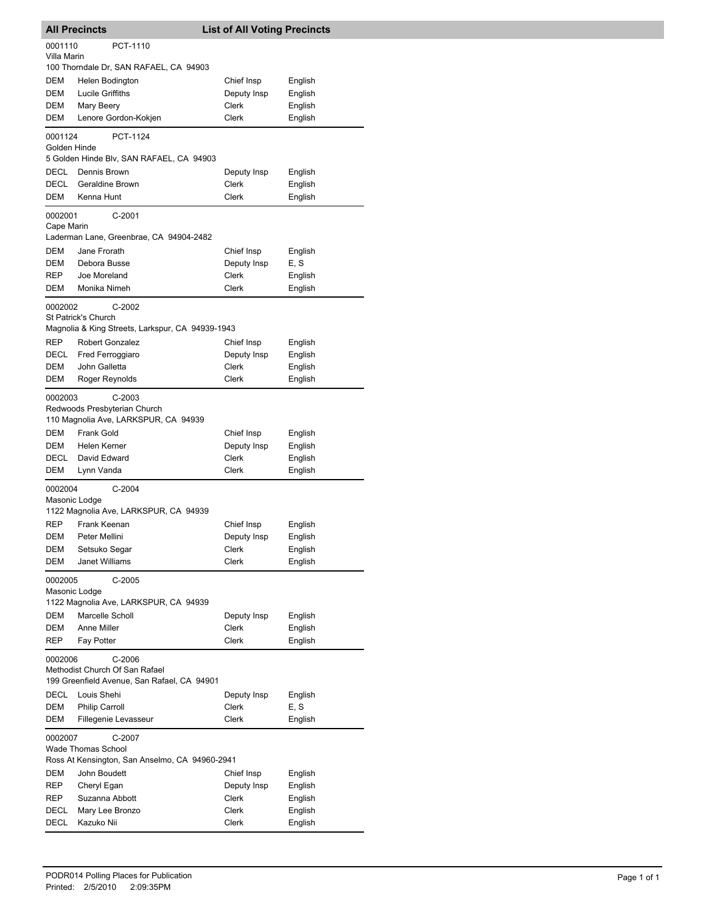## All Precincts — List of All Voting Precincts

**0001110** PCT-1110
Villa Marin
100 Thorndale Dr, SAN RAFAEL, CA 94903

| | | | |
|---|---|---|---|
| DEM | Helen Bodington | Chief Insp | English |
| DEM | Lucile Griffiths | Deputy Insp | English |
| DEM | Mary Beery | Clerk | English |
| DEM | Lenore Gordon-Kokjen | Clerk | English |

**0001124** PCT-1124
Golden Hinde
5 Golden Hinde Blv, SAN RAFAEL, CA 94903

| | | | |
|---|---|---|---|
| DECL | Dennis Brown | Deputy Insp | English |
| DECL | Geraldine Brown | Clerk | English |
| DEM | Kenna Hunt | Clerk | English |

**0002001** C-2001
Cape Marin
Laderman Lane, Greenbrae, CA 94904-2482

| | | | |
|---|---|---|---|
| DEM | Jane Frorath | Chief Insp | English |
| DEM | Debora Busse | Deputy Insp | E, S |
| REP | Joe Moreland | Clerk | English |
| DEM | Monika Nimeh | Clerk | English |

**0002002** C-2002
St Patrick's Church
Magnolia & King Streets, Larkspur, CA 94939-1943

| | | | |
|---|---|---|---|
| REP | Robert Gonzalez | Chief Insp | English |
| DECL | Fred Ferroggiaro | Deputy Insp | English |
| DEM | John Galletta | Clerk | English |
| DEM | Roger Reynolds | Clerk | English |

**0002003** C-2003
Redwoods Presbyterian Church
110 Magnolia Ave, LARKSPUR, CA 94939

| | | | |
|---|---|---|---|
| DEM | Frank Gold | Chief Insp | English |
| DEM | Helen Kerner | Deputy Insp | English |
| DECL | David Edward | Clerk | English |
| DEM | Lynn Vanda | Clerk | English |

**0002004** C-2004
Masonic Lodge
1122 Magnolia Ave, LARKSPUR, CA 94939

| | | | |
|---|---|---|---|
| REP | Frank Keenan | Chief Insp | English |
| DEM | Peter Mellini | Deputy Insp | English |
| DEM | Setsuko Segar | Clerk | English |
| DEM | Janet Williams | Clerk | English |

**0002005** C-2005
Masonic Lodge
1122 Magnolia Ave, LARKSPUR, CA 94939

| | | | |
|---|---|---|---|
| DEM | Marcelle Scholl | Deputy Insp | English |
| DEM | Anne Miller | Clerk | English |
| REP | Fay Potter | Clerk | English |

**0002006** C-2006
Methodist Church Of San Rafael
199 Greenfield Avenue, San Rafael, CA 94901

| | | | |
|---|---|---|---|
| DECL | Louis Shehi | Deputy Insp | English |
| DEM | Philip Carroll | Clerk | E, S |
| DEM | Fillegenie Levasseur | Clerk | English |

**0002007** C-2007
Wade Thomas School
Ross At Kensington, San Anselmo, CA 94960-2941

| | | | |
|---|---|---|---|
| DEM | John Boudett | Chief Insp | English |
| REP | Cheryl Egan | Deputy Insp | English |
| REP | Suzanna Abbott | Clerk | English |
| DECL | Mary Lee Bronzo | Clerk | English |
| DECL | Kazuko Nii | Clerk | English |

PODR014 Polling Places for Publication
Printed: 2/5/2010 2:09:35PM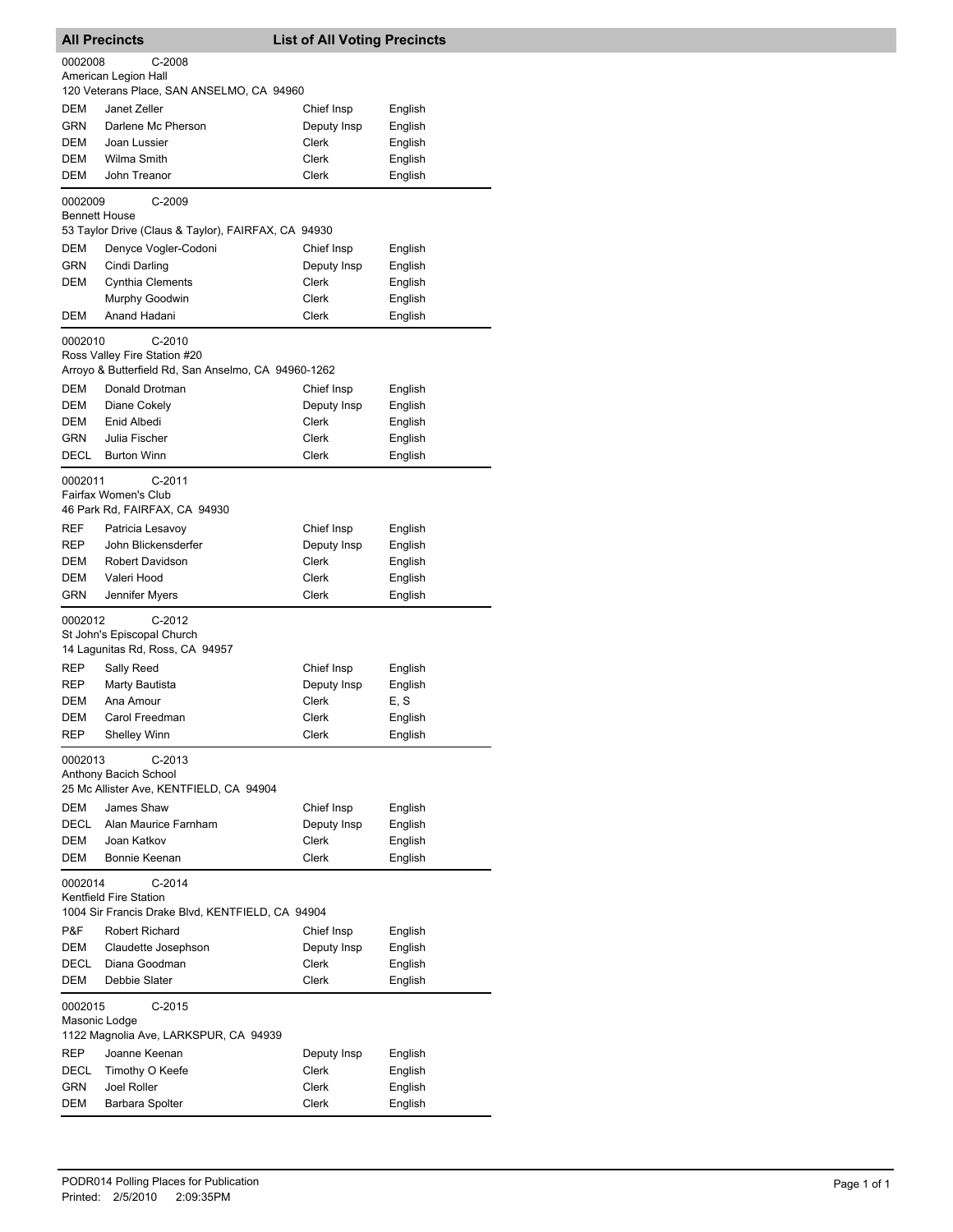## All Precincts — List of All Voting Precincts

**0002008** C-2008
American Legion Hall
120 Veterans Place, SAN ANSELMO, CA 94960

| Party | Name | Position | Language |
|---|---|---|---|
| DEM | Janet Zeller | Chief Insp | English |
| GRN | Darlene Mc Pherson | Deputy Insp | English |
| DEM | Joan Lussier | Clerk | English |
| DEM | Wilma Smith | Clerk | English |
| DEM | John Treanor | Clerk | English |

**0002009** C-2009
Bennett House
53 Taylor Drive (Claus & Taylor), FAIRFAX, CA 94930

| Party | Name | Position | Language |
|---|---|---|---|
| DEM | Denyce Vogler-Codoni | Chief Insp | English |
| GRN | Cindi Darling | Deputy Insp | English |
| DEM | Cynthia Clements | Clerk | English |
| | Murphy Goodwin | Clerk | English |
| DEM | Anand Hadani | Clerk | English |

**0002010** C-2010
Ross Valley Fire Station #20
Arroyo & Butterfield Rd, San Anselmo, CA 94960-1262

| Party | Name | Position | Language |
|---|---|---|---|
| DEM | Donald Drotman | Chief Insp | English |
| DEM | Diane Cokely | Deputy Insp | English |
| DEM | Enid Albedi | Clerk | English |
| GRN | Julia Fischer | Clerk | English |
| DECL | Burton Winn | Clerk | English |

**0002011** C-2011
Fairfax Women's Club
46 Park Rd, FAIRFAX, CA 94930

| Party | Name | Position | Language |
|---|---|---|---|
| REF | Patricia Lesavoy | Chief Insp | English |
| REP | John Blickensderfer | Deputy Insp | English |
| DEM | Robert Davidson | Clerk | English |
| DEM | Valeri Hood | Clerk | English |
| GRN | Jennifer Myers | Clerk | English |

**0002012** C-2012
St John's Episcopal Church
14 Lagunitas Rd, Ross, CA 94957

| Party | Name | Position | Language |
|---|---|---|---|
| REP | Sally Reed | Chief Insp | English |
| REP | Marty Bautista | Deputy Insp | English |
| DEM | Ana Amour | Clerk | E, S |
| DEM | Carol Freedman | Clerk | English |
| REP | Shelley Winn | Clerk | English |

**0002013** C-2013
Anthony Bacich School
25 Mc Allister Ave, KENTFIELD, CA 94904

| Party | Name | Position | Language |
|---|---|---|---|
| DEM | James Shaw | Chief Insp | English |
| DECL | Alan Maurice Farnham | Deputy Insp | English |
| DEM | Joan Katkov | Clerk | English |
| DEM | Bonnie Keenan | Clerk | English |

**0002014** C-2014
Kentfield Fire Station
1004 Sir Francis Drake Blvd, KENTFIELD, CA 94904

| Party | Name | Position | Language |
|---|---|---|---|
| P&F | Robert Richard | Chief Insp | English |
| DEM | Claudette Josephson | Deputy Insp | English |
| DECL | Diana Goodman | Clerk | English |
| DEM | Debbie Slater | Clerk | English |

**0002015** C-2015
Masonic Lodge
1122 Magnolia Ave, LARKSPUR, CA 94939

| Party | Name | Position | Language |
|---|---|---|---|
| REP | Joanne Keenan | Deputy Insp | English |
| DECL | Timothy O Keefe | Clerk | English |
| GRN | Joel Roller | Clerk | English |
| DEM | Barbara Spolter | Clerk | English |

PODR014 Polling Places for Publication
Printed: 2/5/2010 2:09:35PM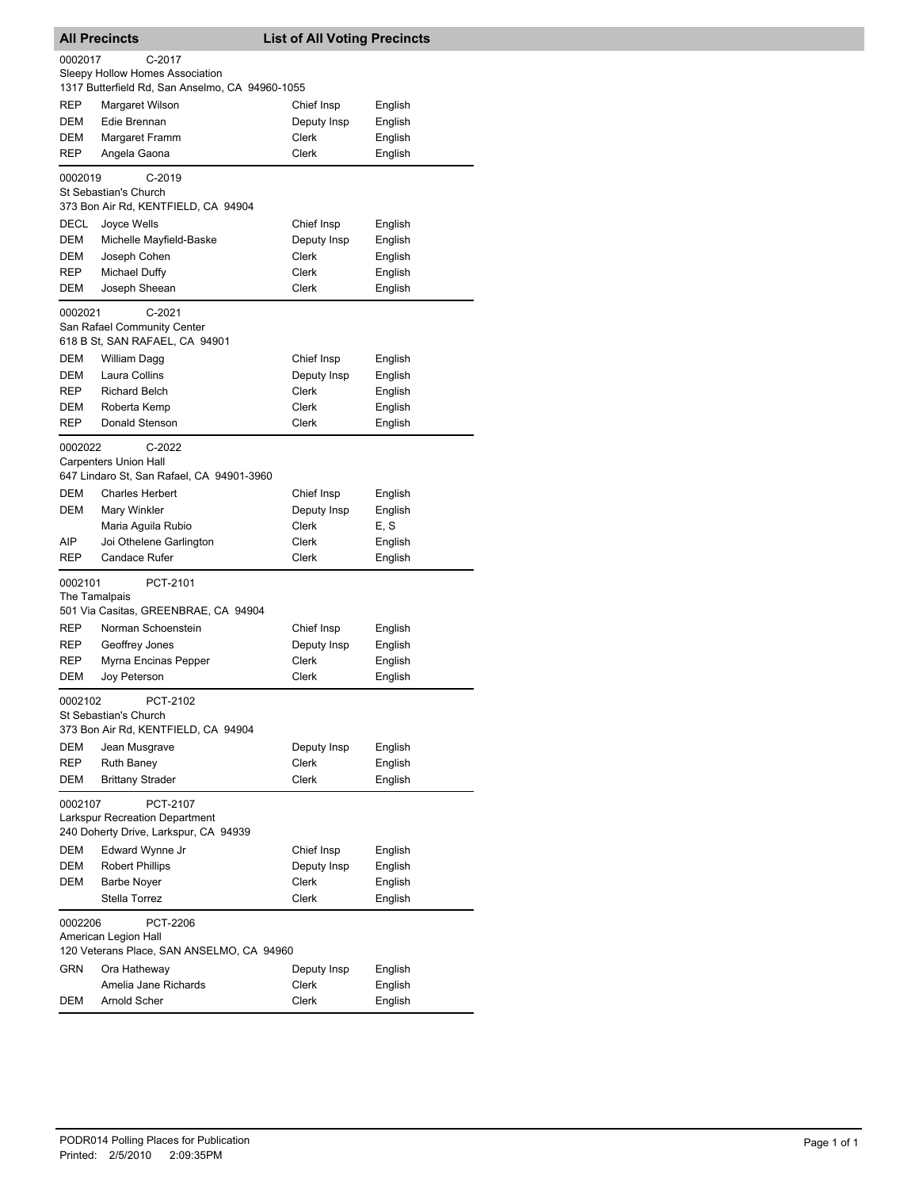## All Precincts — List of All Voting Precincts

**0002017 C-2017**
Sleepy Hollow Homes Association
1317 Butterfield Rd, San Anselmo, CA 94960-1055

| Party | Name | Position | Language |
|---|---|---|---|
| REP | Margaret Wilson | Chief Insp | English |
| DEM | Edie Brennan | Deputy Insp | English |
| DEM | Margaret Framm | Clerk | English |
| REP | Angela Gaona | Clerk | English |

**0002019 C-2019**
St Sebastian's Church
373 Bon Air Rd, KENTFIELD, CA 94904

| Party | Name | Position | Language |
|---|---|---|---|
| DECL | Joyce Wells | Chief Insp | English |
| DEM | Michelle Mayfield-Baske | Deputy Insp | English |
| DEM | Joseph Cohen | Clerk | English |
| REP | Michael Duffy | Clerk | English |
| DEM | Joseph Sheean | Clerk | English |

**0002021 C-2021**
San Rafael Community Center
618 B St, SAN RAFAEL, CA 94901

| Party | Name | Position | Language |
|---|---|---|---|
| DEM | William Dagg | Chief Insp | English |
| DEM | Laura Collins | Deputy Insp | English |
| REP | Richard Belch | Clerk | English |
| DEM | Roberta Kemp | Clerk | English |
| REP | Donald Stenson | Clerk | English |

**0002022 C-2022**
Carpenters Union Hall
647 Lindaro St, San Rafael, CA 94901-3960

| Party | Name | Position | Language |
|---|---|---|---|
| DEM | Charles Herbert | Chief Insp | English |
| DEM | Mary Winkler | Deputy Insp | English |
| | Maria Aguila Rubio | Clerk | E, S |
| AIP | Joi Othelene Garlington | Clerk | English |
| REP | Candace Rufer | Clerk | English |

**0002101 PCT-2101**
The Tamalpais
501 Via Casitas, GREENBRAE, CA 94904

| Party | Name | Position | Language |
|---|---|---|---|
| REP | Norman Schoenstein | Chief Insp | English |
| REP | Geoffrey Jones | Deputy Insp | English |
| REP | Myrna Encinas Pepper | Clerk | English |
| DEM | Joy Peterson | Clerk | English |

**0002102 PCT-2102**
St Sebastian's Church
373 Bon Air Rd, KENTFIELD, CA 94904

| Party | Name | Position | Language |
|---|---|---|---|
| DEM | Jean Musgrave | Deputy Insp | English |
| REP | Ruth Baney | Clerk | English |
| DEM | Brittany Strader | Clerk | English |

**0002107 PCT-2107**
Larkspur Recreation Department
240 Doherty Drive, Larkspur, CA 94939

| Party | Name | Position | Language |
|---|---|---|---|
| DEM | Edward Wynne Jr | Chief Insp | English |
| DEM | Robert Phillips | Deputy Insp | English |
| DEM | Barbe Noyer | Clerk | English |
| | Stella Torrez | Clerk | English |

**0002206 PCT-2206**
American Legion Hall
120 Veterans Place, SAN ANSELMO, CA 94960

| Party | Name | Position | Language |
|---|---|---|---|
| GRN | Ora Hatheway | Deputy Insp | English |
| | Amelia Jane Richards | Clerk | English |
| DEM | Arnold Scher | Clerk | English |

PODR014 Polling Places for Publication
Printed: 2/5/2010 2:09:35PM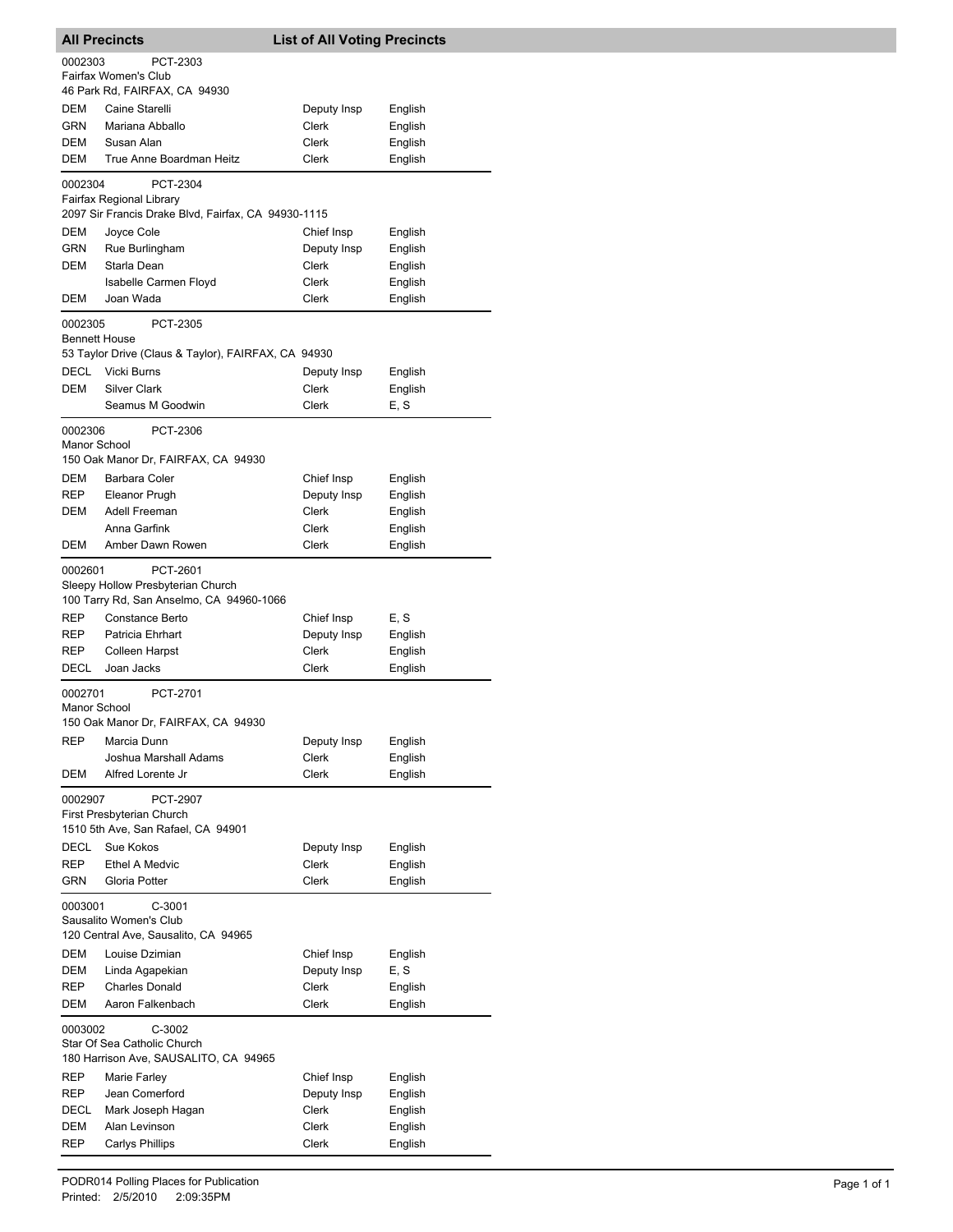## All Precincts — List of All Voting Precincts

**0002303 PCT-2303**
Fairfax Women's Club
46 Park Rd, FAIRFAX, CA 94930

| Party | Name | Position | Language |
|---|---|---|---|
| DEM | Caine Starelli | Deputy Insp | English |
| GRN | Mariana Abballo | Clerk | English |
| DEM | Susan Alan | Clerk | English |
| DEM | True Anne Boardman Heitz | Clerk | English |

**0002304 PCT-2304**
Fairfax Regional Library
2097 Sir Francis Drake Blvd, Fairfax, CA 94930-1115

| Party | Name | Position | Language |
|---|---|---|---|
| DEM | Joyce Cole | Chief Insp | English |
| GRN | Rue Burlingham | Deputy Insp | English |
| DEM | Starla Dean | Clerk | English |
| | Isabelle Carmen Floyd | Clerk | English |
| DEM | Joan Wada | Clerk | English |

**0002305 PCT-2305**
Bennett House
53 Taylor Drive (Claus & Taylor), FAIRFAX, CA 94930

| Party | Name | Position | Language |
|---|---|---|---|
| DECL | Vicki Burns | Deputy Insp | English |
| DEM | Silver Clark | Clerk | English |
| | Seamus M Goodwin | Clerk | E, S |

**0002306 PCT-2306**
Manor School
150 Oak Manor Dr, FAIRFAX, CA 94930

| Party | Name | Position | Language |
|---|---|---|---|
| DEM | Barbara Coler | Chief Insp | English |
| REP | Eleanor Prugh | Deputy Insp | English |
| DEM | Adell Freeman | Clerk | English |
| | Anna Garfink | Clerk | English |
| DEM | Amber Dawn Rowen | Clerk | English |

**0002601 PCT-2601**
Sleepy Hollow Presbyterian Church
100 Tarry Rd, San Anselmo, CA 94960-1066

| Party | Name | Position | Language |
|---|---|---|---|
| REP | Constance Berto | Chief Insp | E, S |
| REP | Patricia Ehrhart | Deputy Insp | English |
| REP | Colleen Harpst | Clerk | English |
| DECL | Joan Jacks | Clerk | English |

**0002701 PCT-2701**
Manor School
150 Oak Manor Dr, FAIRFAX, CA 94930

| Party | Name | Position | Language |
|---|---|---|---|
| REP | Marcia Dunn | Deputy Insp | English |
| | Joshua Marshall Adams | Clerk | English |
| DEM | Alfred Lorente Jr | Clerk | English |

**0002907 PCT-2907**
First Presbyterian Church
1510 5th Ave, San Rafael, CA 94901

| Party | Name | Position | Language |
|---|---|---|---|
| DECL | Sue Kokos | Deputy Insp | English |
| REP | Ethel A Medvic | Clerk | English |
| GRN | Gloria Potter | Clerk | English |

**0003001 C-3001**
Sausalito Women's Club
120 Central Ave, Sausalito, CA 94965

| Party | Name | Position | Language |
|---|---|---|---|
| DEM | Louise Dzimian | Chief Insp | English |
| DEM | Linda Agapekian | Deputy Insp | E, S |
| REP | Charles Donald | Clerk | English |
| DEM | Aaron Falkenbach | Clerk | English |

**0003002 C-3002**
Star Of Sea Catholic Church
180 Harrison Ave, SAUSALITO, CA 94965

| Party | Name | Position | Language |
|---|---|---|---|
| REP | Marie Farley | Chief Insp | English |
| REP | Jean Comerford | Deputy Insp | English |
| DECL | Mark Joseph Hagan | Clerk | English |
| DEM | Alan Levinson | Clerk | English |
| REP | Carlys Phillips | Clerk | English |

PODR014 Polling Places for Publication
Printed: 2/5/2010 2:09:35PM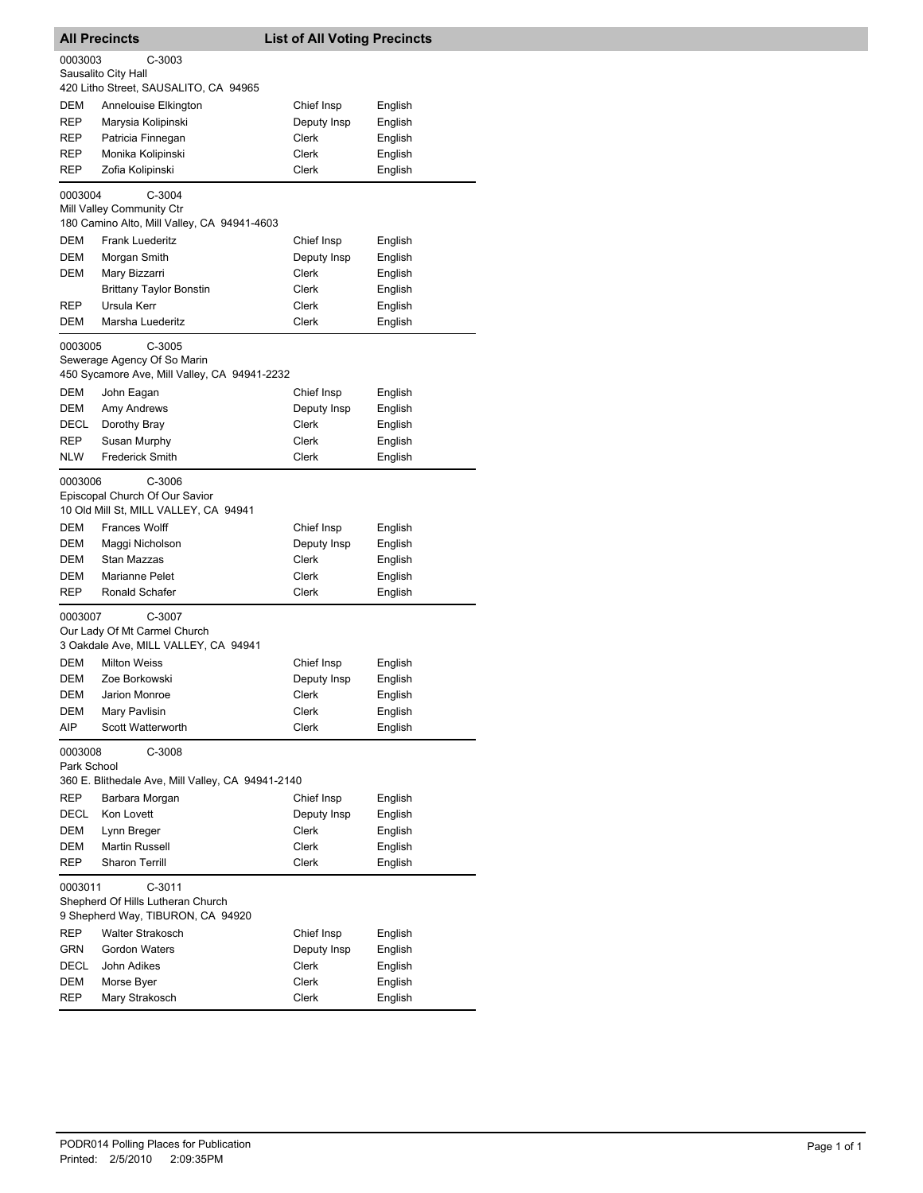## All Precincts — List of All Voting Precincts

**0003003 C-3003**
Sausalito City Hall
420 Litho Street, SAUSALITO, CA 94965

| | | | |
|---|---|---|---|
| DEM | Annelouise Elkington | Chief Insp | English |
| REP | Marysia Kolipinski | Deputy Insp | English |
| REP | Patricia Finnegan | Clerk | English |
| REP | Monika Kolipinski | Clerk | English |
| REP | Zofia Kolipinski | Clerk | English |

**0003004 C-3004**
Mill Valley Community Ctr
180 Camino Alto, Mill Valley, CA 94941-4603

| | | | |
|---|---|---|---|
| DEM | Frank Luederitz | Chief Insp | English |
| DEM | Morgan Smith | Deputy Insp | English |
| DEM | Mary Bizzarri | Clerk | English |
| | Brittany Taylor Bonstin | Clerk | English |
| REP | Ursula Kerr | Clerk | English |
| DEM | Marsha Luederitz | Clerk | English |

**0003005 C-3005**
Sewerage Agency Of So Marin
450 Sycamore Ave, Mill Valley, CA 94941-2232

| | | | |
|---|---|---|---|
| DEM | John Eagan | Chief Insp | English |
| DEM | Amy Andrews | Deputy Insp | English |
| DECL | Dorothy Bray | Clerk | English |
| REP | Susan Murphy | Clerk | English |
| NLW | Frederick Smith | Clerk | English |

**0003006 C-3006**
Episcopal Church Of Our Savior
10 Old Mill St, MILL VALLEY, CA 94941

| | | | |
|---|---|---|---|
| DEM | Frances Wolff | Chief Insp | English |
| DEM | Maggi Nicholson | Deputy Insp | English |
| DEM | Stan Mazzas | Clerk | English |
| DEM | Marianne Pelet | Clerk | English |
| REP | Ronald Schafer | Clerk | English |

**0003007 C-3007**
Our Lady Of Mt Carmel Church
3 Oakdale Ave, MILL VALLEY, CA 94941

| | | | |
|---|---|---|---|
| DEM | Milton Weiss | Chief Insp | English |
| DEM | Zoe Borkowski | Deputy Insp | English |
| DEM | Jarion Monroe | Clerk | English |
| DEM | Mary Pavlisin | Clerk | English |
| AIP | Scott Watterworth | Clerk | English |

**0003008 C-3008**
Park School
360 E. Blithedale Ave, Mill Valley, CA 94941-2140

| | | | |
|---|---|---|---|
| REP | Barbara Morgan | Chief Insp | English |
| DECL | Kon Lovett | Deputy Insp | English |
| DEM | Lynn Breger | Clerk | English |
| DEM | Martin Russell | Clerk | English |
| REP | Sharon Terrill | Clerk | English |

**0003011 C-3011**
Shepherd Of Hills Lutheran Church
9 Shepherd Way, TIBURON, CA 94920

| | | | |
|---|---|---|---|
| REP | Walter Strakosch | Chief Insp | English |
| GRN | Gordon Waters | Deputy Insp | English |
| DECL | John Adikes | Clerk | English |
| DEM | Morse Byer | Clerk | English |
| REP | Mary Strakosch | Clerk | English |

PODR014 Polling Places for Publication
Printed: 2/5/2010 2:09:35PM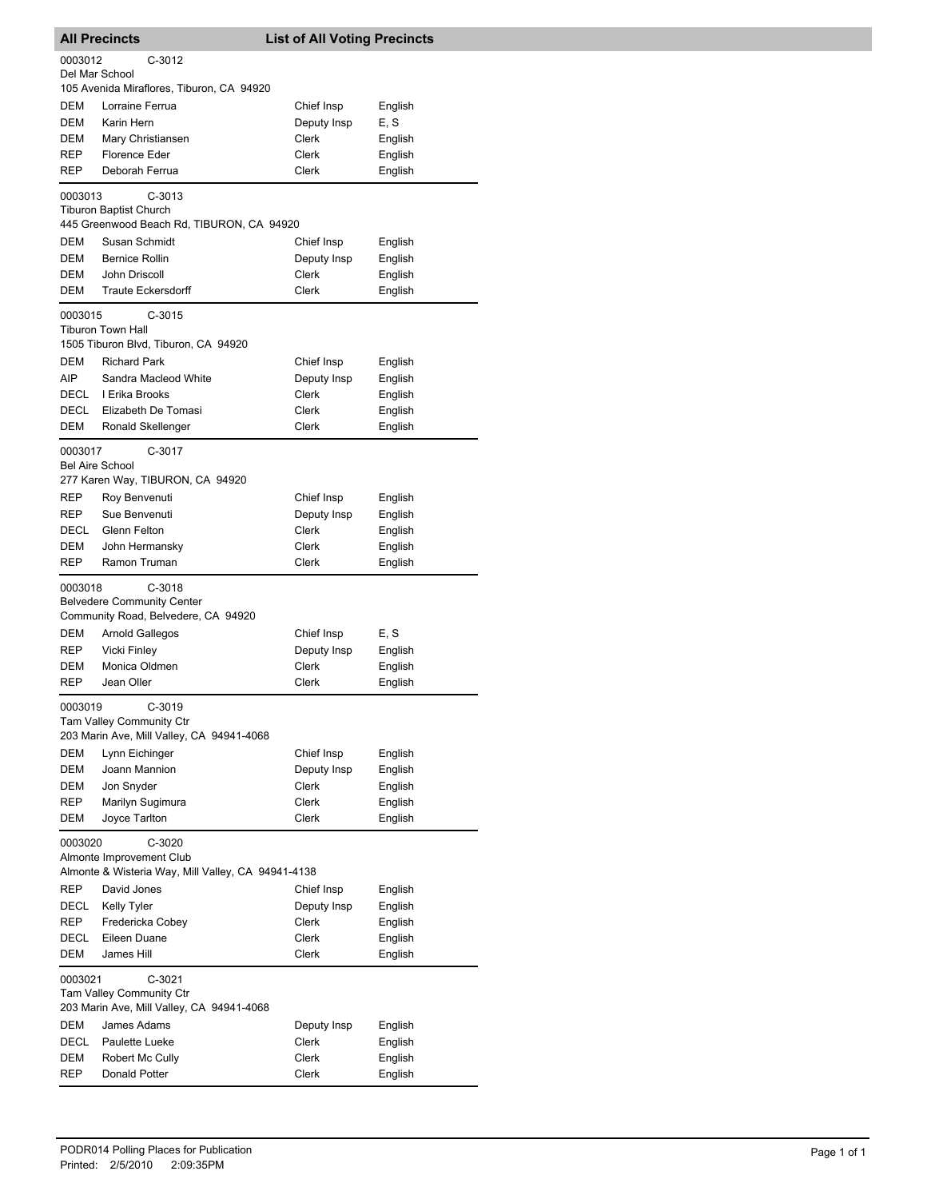## All Precincts — List of All Voting Precincts

**0003012** C-3012
Del Mar School
105 Avenida Miraflores, Tiburon, CA 94920

| Party | Name | Position | Language |
|---|---|---|---|
| DEM | Lorraine Ferrua | Chief Insp | English |
| DEM | Karin Hern | Deputy Insp | E, S |
| DEM | Mary Christiansen | Clerk | English |
| REP | Florence Eder | Clerk | English |
| REP | Deborah Ferrua | Clerk | English |

**0003013** C-3013
Tiburon Baptist Church
445 Greenwood Beach Rd, TIBURON, CA 94920

| Party | Name | Position | Language |
|---|---|---|---|
| DEM | Susan Schmidt | Chief Insp | English |
| DEM | Bernice Rollin | Deputy Insp | English |
| DEM | John Driscoll | Clerk | English |
| DEM | Traute Eckersdorff | Clerk | English |

**0003015** C-3015
Tiburon Town Hall
1505 Tiburon Blvd, Tiburon, CA 94920

| Party | Name | Position | Language |
|---|---|---|---|
| DEM | Richard Park | Chief Insp | English |
| AIP | Sandra Macleod White | Deputy Insp | English |
| DECL | I Erika Brooks | Clerk | English |
| DECL | Elizabeth De Tomasi | Clerk | English |
| DEM | Ronald Skellenger | Clerk | English |

**0003017** C-3017
Bel Aire School
277 Karen Way, TIBURON, CA 94920

| Party | Name | Position | Language |
|---|---|---|---|
| REP | Roy Benvenuti | Chief Insp | English |
| REP | Sue Benvenuti | Deputy Insp | English |
| DECL | Glenn Felton | Clerk | English |
| DEM | John Hermansky | Clerk | English |
| REP | Ramon Truman | Clerk | English |

**0003018** C-3018
Belvedere Community Center
Community Road, Belvedere, CA 94920

| Party | Name | Position | Language |
|---|---|---|---|
| DEM | Arnold Gallegos | Chief Insp | E, S |
| REP | Vicki Finley | Deputy Insp | English |
| DEM | Monica Oldmen | Clerk | English |
| REP | Jean Oller | Clerk | English |

**0003019** C-3019
Tam Valley Community Ctr
203 Marin Ave, Mill Valley, CA 94941-4068

| Party | Name | Position | Language |
|---|---|---|---|
| DEM | Lynn Eichinger | Chief Insp | English |
| DEM | Joann Mannion | Deputy Insp | English |
| DEM | Jon Snyder | Clerk | English |
| REP | Marilyn Sugimura | Clerk | English |
| DEM | Joyce Tarlton | Clerk | English |

**0003020** C-3020
Almonte Improvement Club
Almonte & Wisteria Way, Mill Valley, CA 94941-4138

| Party | Name | Position | Language |
|---|---|---|---|
| REP | David Jones | Chief Insp | English |
| DECL | Kelly Tyler | Deputy Insp | English |
| REP | Fredericka Cobey | Clerk | English |
| DECL | Eileen Duane | Clerk | English |
| DEM | James Hill | Clerk | English |

**0003021** C-3021
Tam Valley Community Ctr
203 Marin Ave, Mill Valley, CA 94941-4068

| Party | Name | Position | Language |
|---|---|---|---|
| DEM | James Adams | Deputy Insp | English |
| DECL | Paulette Lueke | Clerk | English |
| DEM | Robert Mc Cully | Clerk | English |
| REP | Donald Potter | Clerk | English |

PODR014 Polling Places for Publication
Printed: 2/5/2010 2:09:35PM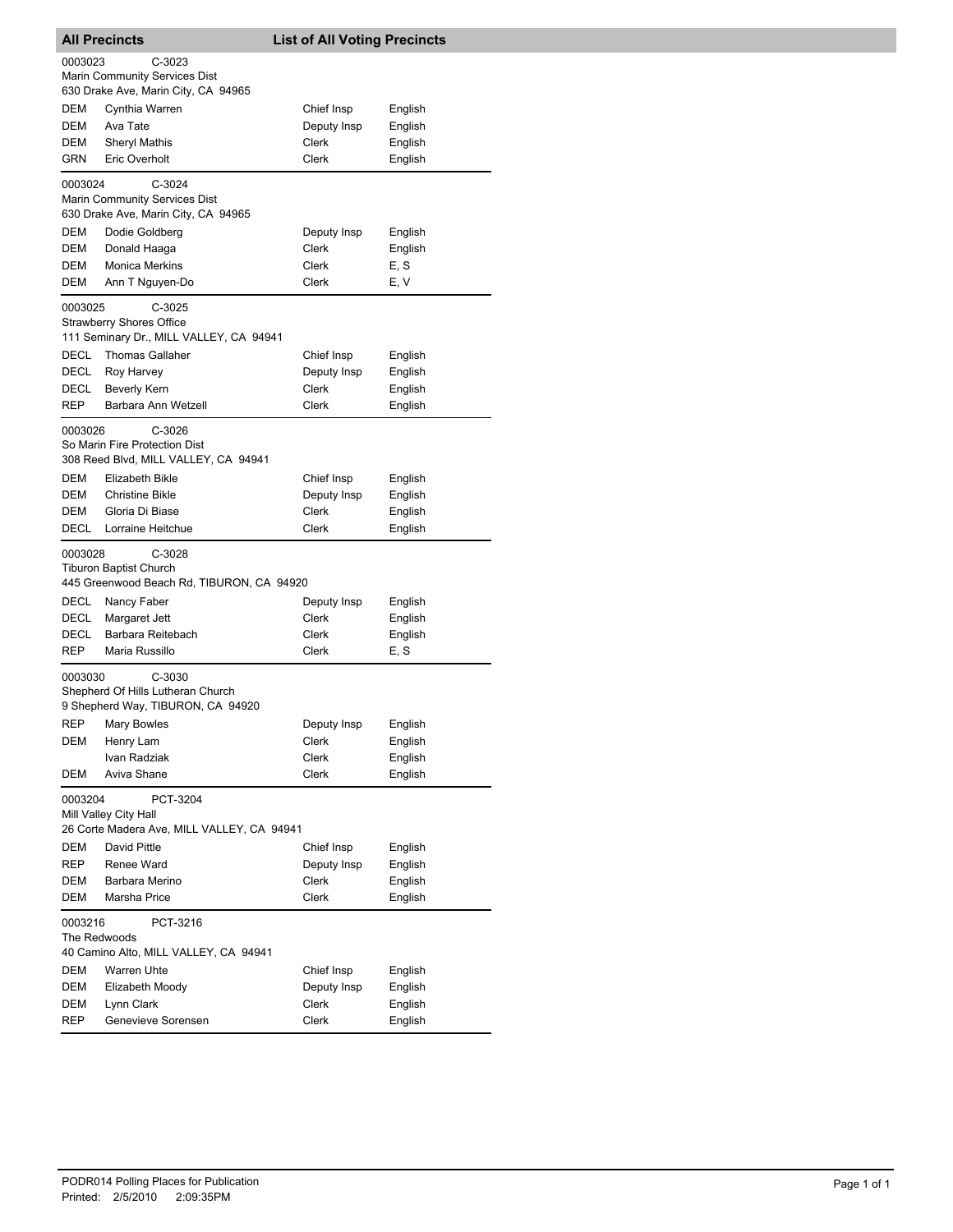## All Precincts — List of All Voting Precincts

**0003023** C-3023
Marin Community Services Dist
630 Drake Ave, Marin City, CA 94965

| Party | Name | Position | Language |
|---|---|---|---|
| DEM | Cynthia Warren | Chief Insp | English |
| DEM | Ava Tate | Deputy Insp | English |
| DEM | Sheryl Mathis | Clerk | English |
| GRN | Eric Overholt | Clerk | English |

**0003024** C-3024
Marin Community Services Dist
630 Drake Ave, Marin City, CA 94965

| Party | Name | Position | Language |
|---|---|---|---|
| DEM | Dodie Goldberg | Deputy Insp | English |
| DEM | Donald Haaga | Clerk | English |
| DEM | Monica Merkins | Clerk | E, S |
| DEM | Ann T Nguyen-Do | Clerk | E, V |

**0003025** C-3025
Strawberry Shores Office
111 Seminary Dr., MILL VALLEY, CA 94941

| Party | Name | Position | Language |
|---|---|---|---|
| DECL | Thomas Gallaher | Chief Insp | English |
| DECL | Roy Harvey | Deputy Insp | English |
| DECL | Beverly Kern | Clerk | English |
| REP | Barbara Ann Wetzell | Clerk | English |

**0003026** C-3026
So Marin Fire Protection Dist
308 Reed Blvd, MILL VALLEY, CA 94941

| Party | Name | Position | Language |
|---|---|---|---|
| DEM | Elizabeth Bikle | Chief Insp | English |
| DEM | Christine Bikle | Deputy Insp | English |
| DEM | Gloria Di Biase | Clerk | English |
| DECL | Lorraine Heitchue | Clerk | English |

**0003028** C-3028
Tiburon Baptist Church
445 Greenwood Beach Rd, TIBURON, CA 94920

| Party | Name | Position | Language |
|---|---|---|---|
| DECL | Nancy Faber | Deputy Insp | English |
| DECL | Margaret Jett | Clerk | English |
| DECL | Barbara Reitebach | Clerk | English |
| REP | Maria Russillo | Clerk | E, S |

**0003030** C-3030
Shepherd Of Hills Lutheran Church
9 Shepherd Way, TIBURON, CA 94920

| Party | Name | Position | Language |
|---|---|---|---|
| REP | Mary Bowles | Deputy Insp | English |
| DEM | Henry Lam | Clerk | English |
| | Ivan Radziak | Clerk | English |
| DEM | Aviva Shane | Clerk | English |

**0003204** PCT-3204
Mill Valley City Hall
26 Corte Madera Ave, MILL VALLEY, CA 94941

| Party | Name | Position | Language |
|---|---|---|---|
| DEM | David Pittle | Chief Insp | English |
| REP | Renee Ward | Deputy Insp | English |
| DEM | Barbara Merino | Clerk | English |
| DEM | Marsha Price | Clerk | English |

**0003216** PCT-3216
The Redwoods
40 Camino Alto, MILL VALLEY, CA 94941

| Party | Name | Position | Language |
|---|---|---|---|
| DEM | Warren Uhte | Chief Insp | English |
| DEM | Elizabeth Moody | Deputy Insp | English |
| DEM | Lynn Clark | Clerk | English |
| REP | Genevieve Sorensen | Clerk | English |

PODR014 Polling Places for Publication
Printed: 2/5/2010 2:09:35PM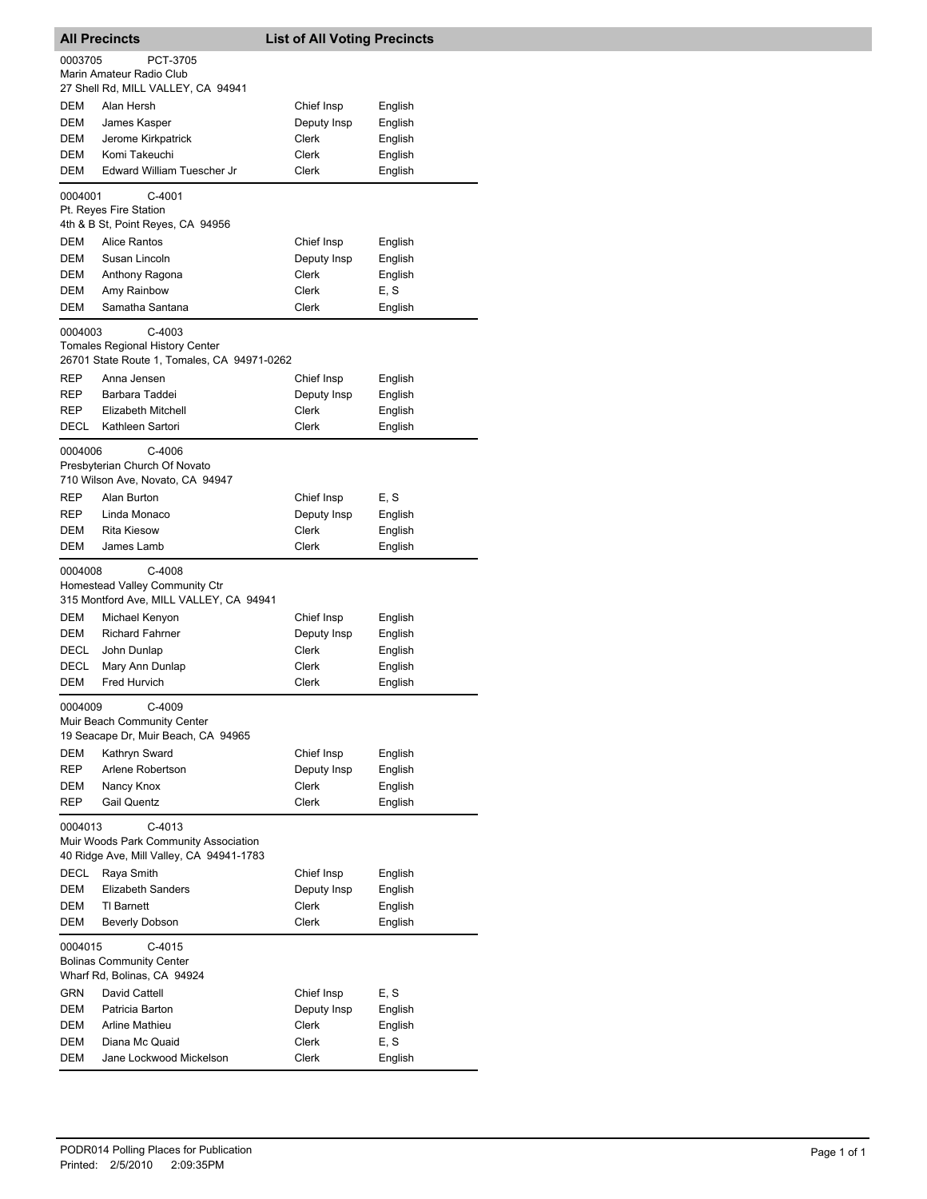## All Precincts — List of All Voting Precincts

**0003705 PCT-3705**
Marin Amateur Radio Club
27 Shell Rd, MILL VALLEY, CA 94941

| Party | Name | Position | Language |
|---|---|---|---|
| DEM | Alan Hersh | Chief Insp | English |
| DEM | James Kasper | Deputy Insp | English |
| DEM | Jerome Kirkpatrick | Clerk | English |
| DEM | Komi Takeuchi | Clerk | English |
| DEM | Edward William Tuescher Jr | Clerk | English |

**0004001 C-4001**
Pt. Reyes Fire Station
4th & B St, Point Reyes, CA 94956

| Party | Name | Position | Language |
|---|---|---|---|
| DEM | Alice Rantos | Chief Insp | English |
| DEM | Susan Lincoln | Deputy Insp | English |
| DEM | Anthony Ragona | Clerk | English |
| DEM | Amy Rainbow | Clerk | E, S |
| DEM | Samatha Santana | Clerk | English |

**0004003 C-4003**
Tomales Regional History Center
26701 State Route 1, Tomales, CA 94971-0262

| Party | Name | Position | Language |
|---|---|---|---|
| REP | Anna Jensen | Chief Insp | English |
| REP | Barbara Taddei | Deputy Insp | English |
| REP | Elizabeth Mitchell | Clerk | English |
| DECL | Kathleen Sartori | Clerk | English |

**0004006 C-4006**
Presbyterian Church Of Novato
710 Wilson Ave, Novato, CA 94947

| Party | Name | Position | Language |
|---|---|---|---|
| REP | Alan Burton | Chief Insp | E, S |
| REP | Linda Monaco | Deputy Insp | English |
| DEM | Rita Kiesow | Clerk | English |
| DEM | James Lamb | Clerk | English |

**0004008 C-4008**
Homestead Valley Community Ctr
315 Montford Ave, MILL VALLEY, CA 94941

| Party | Name | Position | Language |
|---|---|---|---|
| DEM | Michael Kenyon | Chief Insp | English |
| DEM | Richard Fahrner | Deputy Insp | English |
| DECL | John Dunlap | Clerk | English |
| DECL | Mary Ann Dunlap | Clerk | English |
| DEM | Fred Hurvich | Clerk | English |

**0004009 C-4009**
Muir Beach Community Center
19 Seacape Dr, Muir Beach, CA 94965

| Party | Name | Position | Language |
|---|---|---|---|
| DEM | Kathryn Sward | Chief Insp | English |
| REP | Arlene Robertson | Deputy Insp | English |
| DEM | Nancy Knox | Clerk | English |
| REP | Gail Quentz | Clerk | English |

**0004013 C-4013**
Muir Woods Park Community Association
40 Ridge Ave, Mill Valley, CA 94941-1783

| Party | Name | Position | Language |
|---|---|---|---|
| DECL | Raya Smith | Chief Insp | English |
| DEM | Elizabeth Sanders | Deputy Insp | English |
| DEM | Tl Barnett | Clerk | English |
| DEM | Beverly Dobson | Clerk | English |

**0004015 C-4015**
Bolinas Community Center
Wharf Rd, Bolinas, CA 94924

| Party | Name | Position | Language |
|---|---|---|---|
| GRN | David Cattell | Chief Insp | E, S |
| DEM | Patricia Barton | Deputy Insp | English |
| DEM | Arline Mathieu | Clerk | English |
| DEM | Diana Mc Quaid | Clerk | E, S |
| DEM | Jane Lockwood Mickelson | Clerk | English |

PODR014 Polling Places for Publication
Printed: 2/5/2010 2:09:35PM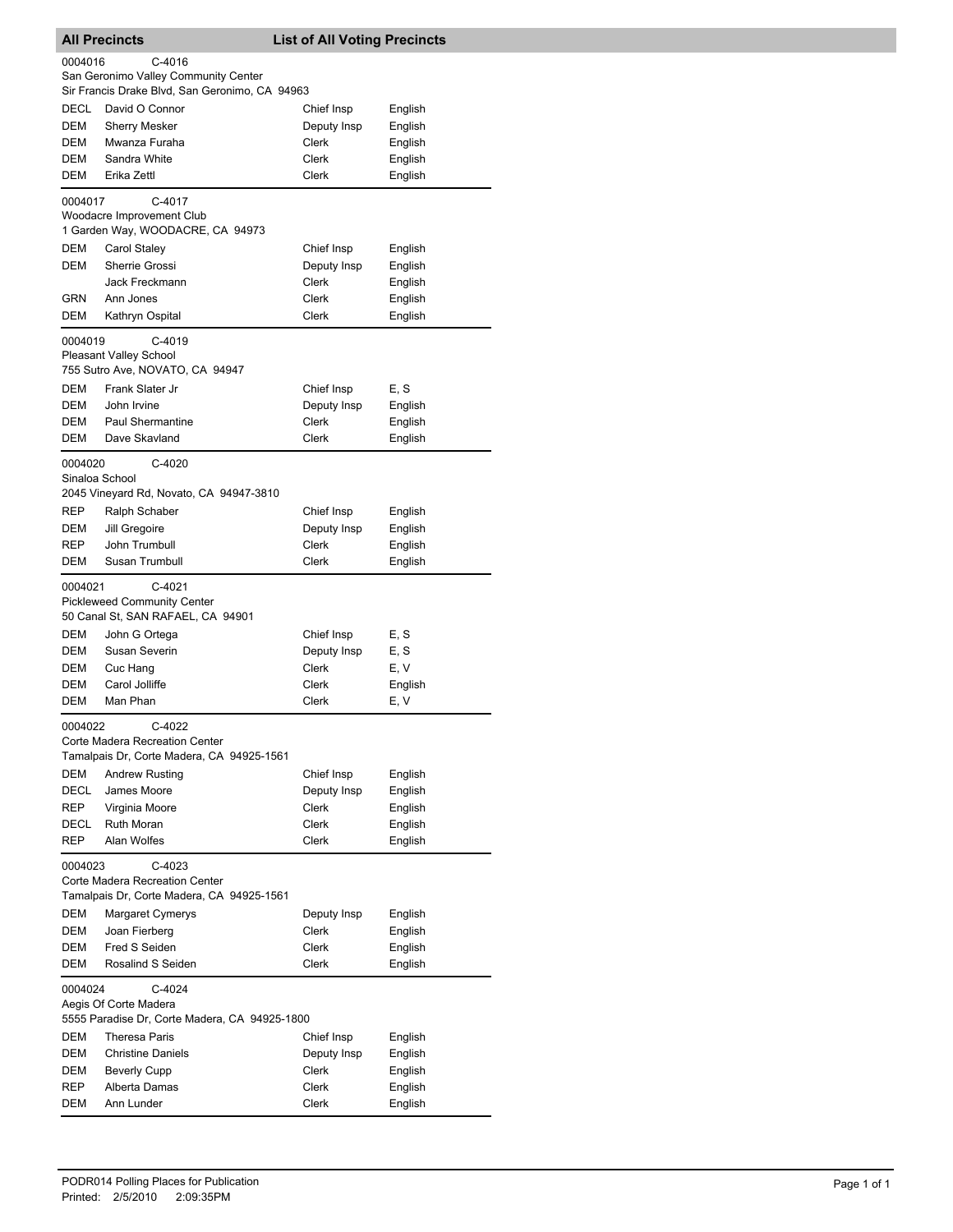## All Precincts — List of All Voting Precincts

0004016 C-4016
San Geronimo Valley Community Center
Sir Francis Drake Blvd, San Geronimo, CA 94963

| | | | |
|---|---|---|---|
| DECL | David O Connor | Chief Insp | English |
| DEM | Sherry Mesker | Deputy Insp | English |
| DEM | Mwanza Furaha | Clerk | English |
| DEM | Sandra White | Clerk | English |
| DEM | Erika Zettl | Clerk | English |

0004017 C-4017
Woodacre Improvement Club
1 Garden Way, WOODACRE, CA 94973

| | | | |
|---|---|---|---|
| DEM | Carol Staley | Chief Insp | English |
| DEM | Sherrie Grossi | Deputy Insp | English |
| | Jack Freckmann | Clerk | English |
| GRN | Ann Jones | Clerk | English |
| DEM | Kathryn Ospital | Clerk | English |

0004019 C-4019
Pleasant Valley School
755 Sutro Ave, NOVATO, CA 94947

| | | | |
|---|---|---|---|
| DEM | Frank Slater Jr | Chief Insp | E, S |
| DEM | John Irvine | Deputy Insp | English |
| DEM | Paul Shermantine | Clerk | English |
| DEM | Dave Skavland | Clerk | English |

0004020 C-4020
Sinaloa School
2045 Vineyard Rd, Novato, CA 94947-3810

| | | | |
|---|---|---|---|
| REP | Ralph Schaber | Chief Insp | English |
| DEM | Jill Gregoire | Deputy Insp | English |
| REP | John Trumbull | Clerk | English |
| DEM | Susan Trumbull | Clerk | English |

0004021 C-4021
Pickleweed Community Center
50 Canal St, SAN RAFAEL, CA 94901

| | | | |
|---|---|---|---|
| DEM | John G Ortega | Chief Insp | E, S |
| DEM | Susan Severin | Deputy Insp | E, S |
| DEM | Cuc Hang | Clerk | E, V |
| DEM | Carol Jolliffe | Clerk | English |
| DEM | Man Phan | Clerk | E, V |

0004022 C-4022
Corte Madera Recreation Center
Tamalpais Dr, Corte Madera, CA 94925-1561

| | | | |
|---|---|---|---|
| DEM | Andrew Rusting | Chief Insp | English |
| DECL | James Moore | Deputy Insp | English |
| REP | Virginia Moore | Clerk | English |
| DECL | Ruth Moran | Clerk | English |
| REP | Alan Wolfes | Clerk | English |

0004023 C-4023
Corte Madera Recreation Center
Tamalpais Dr, Corte Madera, CA 94925-1561

| | | | |
|---|---|---|---|
| DEM | Margaret Cymerys | Deputy Insp | English |
| DEM | Joan Fierberg | Clerk | English |
| DEM | Fred S Seiden | Clerk | English |
| DEM | Rosalind S Seiden | Clerk | English |

0004024 C-4024
Aegis Of Corte Madera
5555 Paradise Dr, Corte Madera, CA 94925-1800

| | | | |
|---|---|---|---|
| DEM | Theresa Paris | Chief Insp | English |
| DEM | Christine Daniels | Deputy Insp | English |
| DEM | Beverly Cupp | Clerk | English |
| REP | Alberta Damas | Clerk | English |
| DEM | Ann Lunder | Clerk | English |

PODR014 Polling Places for Publication
Printed: 2/5/2010 2:09:35PM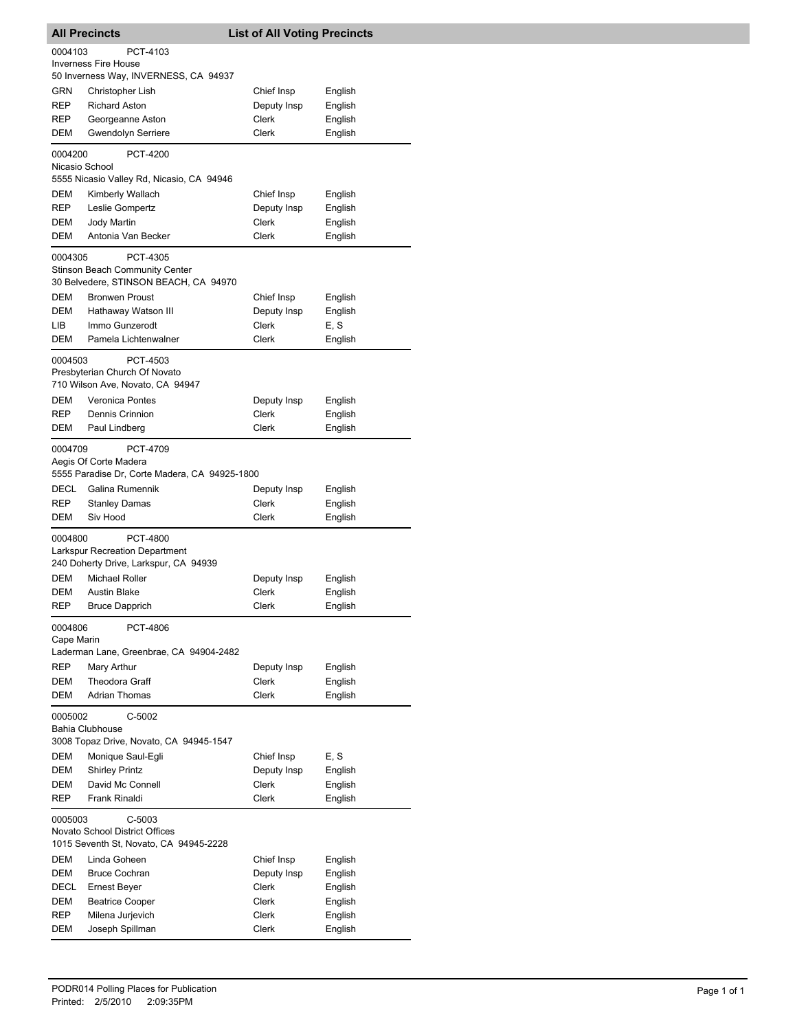## All Precincts — List of All Voting Precincts

**0004103** PCT-4103
Inverness Fire House
50 Inverness Way, INVERNESS, CA 94937

| | | | |
|---|---|---|---|
| GRN | Christopher Lish | Chief Insp | English |
| REP | Richard Aston | Deputy Insp | English |
| REP | Georgeanne Aston | Clerk | English |
| DEM | Gwendolyn Serriere | Clerk | English |

**0004200** PCT-4200
Nicasio School
5555 Nicasio Valley Rd, Nicasio, CA 94946

| | | | |
|---|---|---|---|
| DEM | Kimberly Wallach | Chief Insp | English |
| REP | Leslie Gompertz | Deputy Insp | English |
| DEM | Jody Martin | Clerk | English |
| DEM | Antonia Van Becker | Clerk | English |

**0004305** PCT-4305
Stinson Beach Community Center
30 Belvedere, STINSON BEACH, CA 94970

| | | | |
|---|---|---|---|
| DEM | Bronwen Proust | Chief Insp | English |
| DEM | Hathaway Watson III | Deputy Insp | English |
| LIB | Immo Gunzerodt | Clerk | E, S |
| DEM | Pamela Lichtenwalner | Clerk | English |

**0004503** PCT-4503
Presbyterian Church Of Novato
710 Wilson Ave, Novato, CA 94947

| | | | |
|---|---|---|---|
| DEM | Veronica Pontes | Deputy Insp | English |
| REP | Dennis Crinnion | Clerk | English |
| DEM | Paul Lindberg | Clerk | English |

**0004709** PCT-4709
Aegis Of Corte Madera
5555 Paradise Dr, Corte Madera, CA 94925-1800

| | | | |
|---|---|---|---|
| DECL | Galina Rumennik | Deputy Insp | English |
| REP | Stanley Damas | Clerk | English |
| DEM | Siv Hood | Clerk | English |

**0004800** PCT-4800
Larkspur Recreation Department
240 Doherty Drive, Larkspur, CA 94939

| | | | |
|---|---|---|---|
| DEM | Michael Roller | Deputy Insp | English |
| DEM | Austin Blake | Clerk | English |
| REP | Bruce Dapprich | Clerk | English |

**0004806** PCT-4806
Cape Marin
Laderman Lane, Greenbrae, CA 94904-2482

| | | | |
|---|---|---|---|
| REP | Mary Arthur | Deputy Insp | English |
| DEM | Theodora Graff | Clerk | English |
| DEM | Adrian Thomas | Clerk | English |

**0005002** C-5002
Bahia Clubhouse
3008 Topaz Drive, Novato, CA 94945-1547

| | | | |
|---|---|---|---|
| DEM | Monique Saul-Egli | Chief Insp | E, S |
| DEM | Shirley Printz | Deputy Insp | English |
| DEM | David Mc Connell | Clerk | English |
| REP | Frank Rinaldi | Clerk | English |

**0005003** C-5003
Novato School District Offices
1015 Seventh St, Novato, CA 94945-2228

| | | | |
|---|---|---|---|
| DEM | Linda Goheen | Chief Insp | English |
| DEM | Bruce Cochran | Deputy Insp | English |
| DECL | Ernest Beyer | Clerk | English |
| DEM | Beatrice Cooper | Clerk | English |
| REP | Milena Jurjevich | Clerk | English |
| DEM | Joseph Spillman | Clerk | English |

PODR014 Polling Places for Publication
Printed: 2/5/2010 2:09:35PM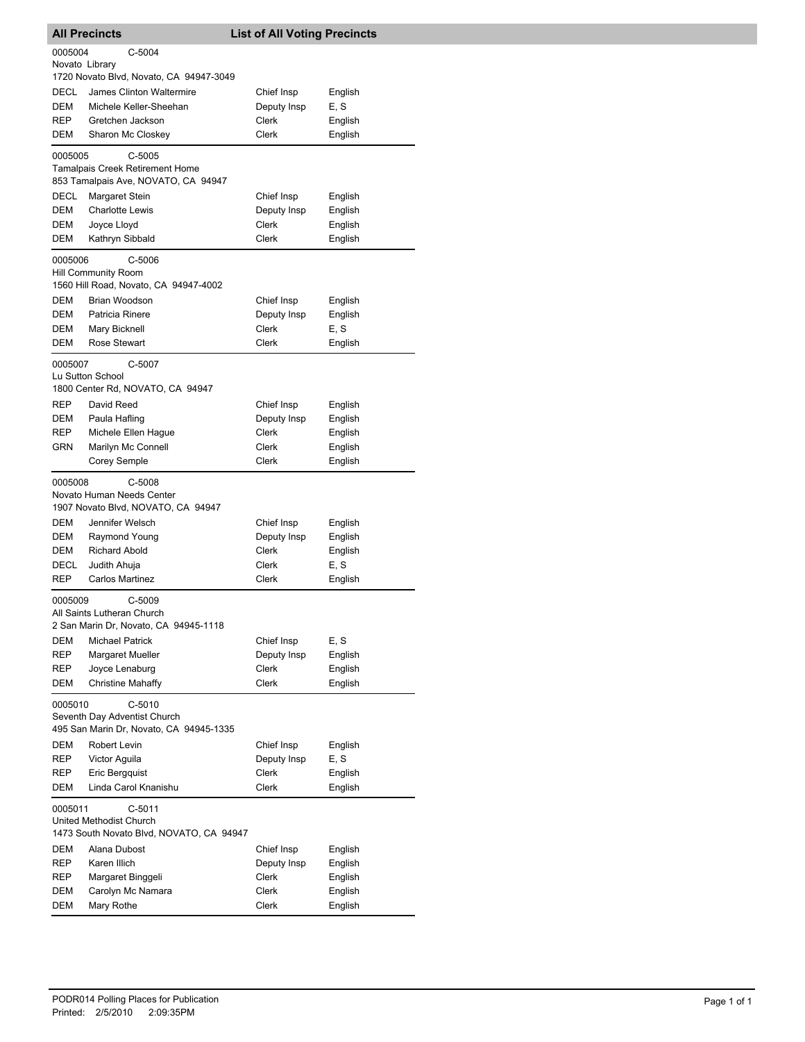## All Precincts — List of All Voting Precincts

**0005004** C-5004
Novato Library
1720 Novato Blvd, Novato, CA 94947-3049

| Party | Name | Position | Language |
|---|---|---|---|
| DECL | James Clinton Waltermire | Chief Insp | English |
| DEM | Michele Keller-Sheehan | Deputy Insp | E, S |
| REP | Gretchen Jackson | Clerk | English |
| DEM | Sharon Mc Closkey | Clerk | English |

**0005005** C-5005
Tamalpais Creek Retirement Home
853 Tamalpais Ave, NOVATO, CA 94947

| Party | Name | Position | Language |
|---|---|---|---|
| DECL | Margaret Stein | Chief Insp | English |
| DEM | Charlotte Lewis | Deputy Insp | English |
| DEM | Joyce Lloyd | Clerk | English |
| DEM | Kathryn Sibbald | Clerk | English |

**0005006** C-5006
Hill Community Room
1560 Hill Road, Novato, CA 94947-4002

| Party | Name | Position | Language |
|---|---|---|---|
| DEM | Brian Woodson | Chief Insp | English |
| DEM | Patricia Rinere | Deputy Insp | English |
| DEM | Mary Bicknell | Clerk | E, S |
| DEM | Rose Stewart | Clerk | English |

**0005007** C-5007
Lu Sutton School
1800 Center Rd, NOVATO, CA 94947

| Party | Name | Position | Language |
|---|---|---|---|
| REP | David Reed | Chief Insp | English |
| DEM | Paula Hafling | Deputy Insp | English |
| REP | Michele Ellen Hague | Clerk | English |
| GRN | Marilyn Mc Connell | Clerk | English |
| | Corey Semple | Clerk | English |

**0005008** C-5008
Novato Human Needs Center
1907 Novato Blvd, NOVATO, CA 94947

| Party | Name | Position | Language |
|---|---|---|---|
| DEM | Jennifer Welsch | Chief Insp | English |
| DEM | Raymond Young | Deputy Insp | English |
| DEM | Richard Abold | Clerk | English |
| DECL | Judith Ahuja | Clerk | E, S |
| REP | Carlos Martinez | Clerk | English |

**0005009** C-5009
All Saints Lutheran Church
2 San Marin Dr, Novato, CA 94945-1118

| Party | Name | Position | Language |
|---|---|---|---|
| DEM | Michael Patrick | Chief Insp | E, S |
| REP | Margaret Mueller | Deputy Insp | English |
| REP | Joyce Lenaburg | Clerk | English |
| DEM | Christine Mahaffy | Clerk | English |

**0005010** C-5010
Seventh Day Adventist Church
495 San Marin Dr, Novato, CA 94945-1335

| Party | Name | Position | Language |
|---|---|---|---|
| DEM | Robert Levin | Chief Insp | English |
| REP | Victor Aguila | Deputy Insp | E, S |
| REP | Eric Bergquist | Clerk | English |
| DEM | Linda Carol Knanishu | Clerk | English |

**0005011** C-5011
United Methodist Church
1473 South Novato Blvd, NOVATO, CA 94947

| Party | Name | Position | Language |
|---|---|---|---|
| DEM | Alana Dubost | Chief Insp | English |
| REP | Karen Illich | Deputy Insp | English |
| REP | Margaret Binggeli | Clerk | English |
| DEM | Carolyn Mc Namara | Clerk | English |
| DEM | Mary Rothe | Clerk | English |

PODR014 Polling Places for Publication
Printed: 2/5/2010 2:09:35PM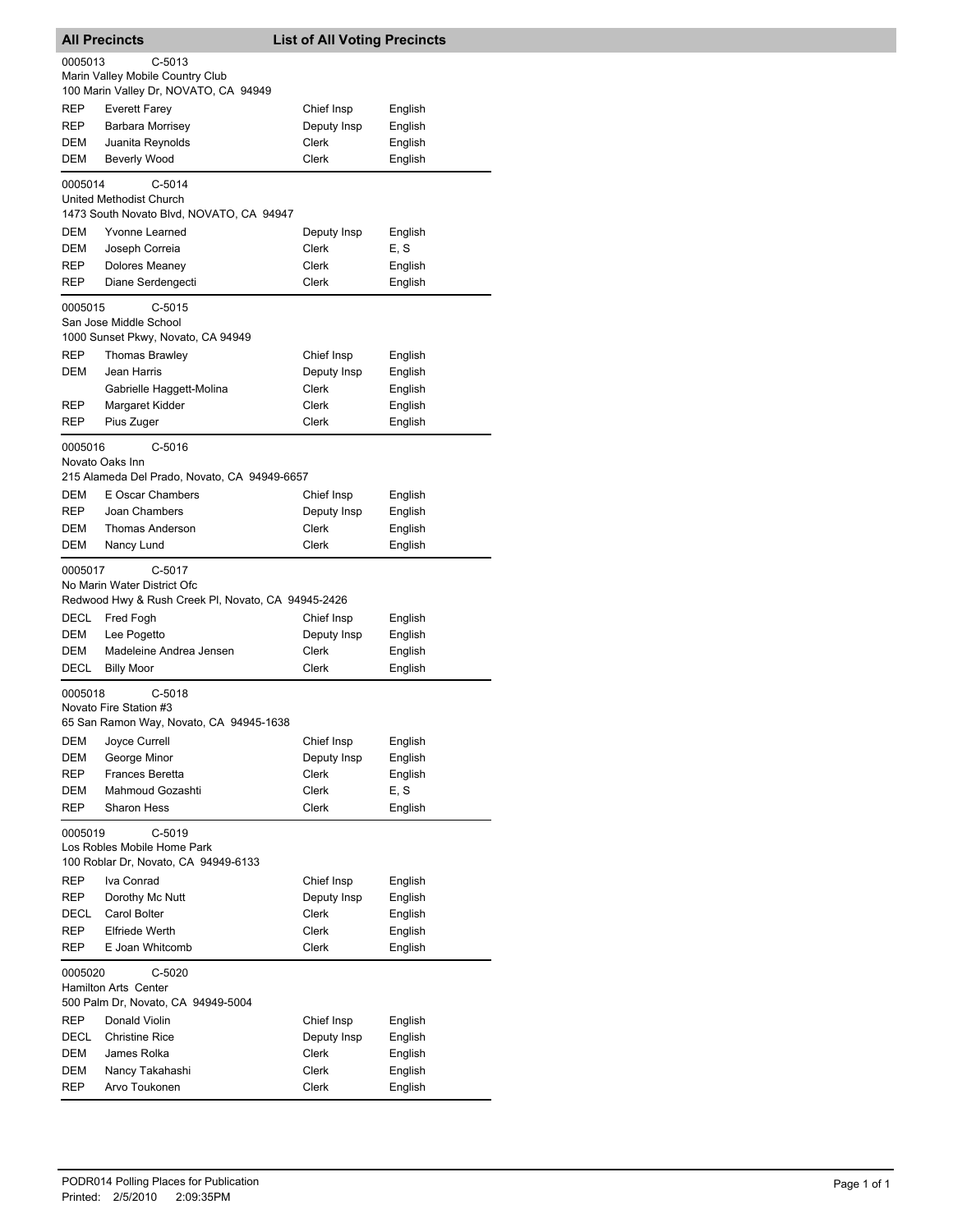## All Precincts — List of All Voting Precincts

**0005013** C-5013
Marin Valley Mobile Country Club
100 Marin Valley Dr, NOVATO, CA 94949

| Party | Name | Position | Language |
|---|---|---|---|
| REP | Everett Farey | Chief Insp | English |
| REP | Barbara Morrisey | Deputy Insp | English |
| DEM | Juanita Reynolds | Clerk | English |
| DEM | Beverly Wood | Clerk | English |

**0005014** C-5014
United Methodist Church
1473 South Novato Blvd, NOVATO, CA 94947

| Party | Name | Position | Language |
|---|---|---|---|
| DEM | Yvonne Learned | Deputy Insp | English |
| DEM | Joseph Correia | Clerk | E, S |
| REP | Dolores Meaney | Clerk | English |
| REP | Diane Serdengecti | Clerk | English |

**0005015** C-5015
San Jose Middle School
1000 Sunset Pkwy, Novato, CA 94949

| Party | Name | Position | Language |
|---|---|---|---|
| REP | Thomas Brawley | Chief Insp | English |
| DEM | Jean Harris | Deputy Insp | English |
| | Gabrielle Haggett-Molina | Clerk | English |
| REP | Margaret Kidder | Clerk | English |
| REP | Pius Zuger | Clerk | English |

**0005016** C-5016
Novato Oaks Inn
215 Alameda Del Prado, Novato, CA 94949-6657

| Party | Name | Position | Language |
|---|---|---|---|
| DEM | E Oscar Chambers | Chief Insp | English |
| REP | Joan Chambers | Deputy Insp | English |
| DEM | Thomas Anderson | Clerk | English |
| DEM | Nancy Lund | Clerk | English |

**0005017** C-5017
No Marin Water District Ofc
Redwood Hwy & Rush Creek Pl, Novato, CA 94945-2426

| Party | Name | Position | Language |
|---|---|---|---|
| DECL | Fred Fogh | Chief Insp | English |
| DEM | Lee Pogetto | Deputy Insp | English |
| DEM | Madeleine Andrea Jensen | Clerk | English |
| DECL | Billy Moor | Clerk | English |

**0005018** C-5018
Novato Fire Station #3
65 San Ramon Way, Novato, CA 94945-1638

| Party | Name | Position | Language |
|---|---|---|---|
| DEM | Joyce Currell | Chief Insp | English |
| DEM | George Minor | Deputy Insp | English |
| REP | Frances Beretta | Clerk | English |
| DEM | Mahmoud Gozashti | Clerk | E, S |
| REP | Sharon Hess | Clerk | English |

**0005019** C-5019
Los Robles Mobile Home Park
100 Roblar Dr, Novato, CA 94949-6133

| Party | Name | Position | Language |
|---|---|---|---|
| REP | Iva Conrad | Chief Insp | English |
| REP | Dorothy Mc Nutt | Deputy Insp | English |
| DECL | Carol Bolter | Clerk | English |
| REP | Elfriede Werth | Clerk | English |
| REP | E Joan Whitcomb | Clerk | English |

**0005020** C-5020
Hamilton Arts Center
500 Palm Dr, Novato, CA 94949-5004

| Party | Name | Position | Language |
|---|---|---|---|
| REP | Donald Violin | Chief Insp | English |
| DECL | Christine Rice | Deputy Insp | English |
| DEM | James Rolka | Clerk | English |
| DEM | Nancy Takahashi | Clerk | English |
| REP | Arvo Toukonen | Clerk | English |

PODR014 Polling Places for Publication
Printed: 2/5/2010 2:09:35PM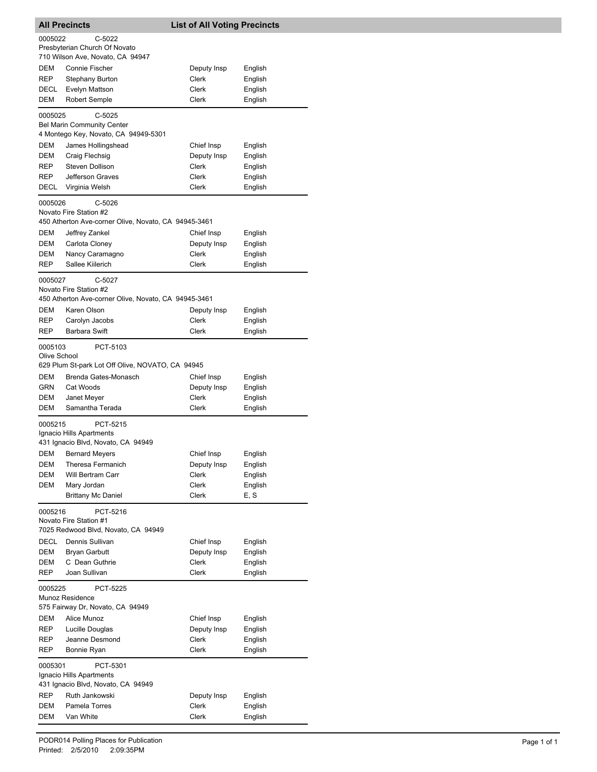## All Precincts — List of All Voting Precincts

**0005022** C-5022
Presbyterian Church Of Novato
710 Wilson Ave, Novato, CA 94947

| | | | |
|---|---|---|---|
| DEM | Connie Fischer | Deputy Insp | English |
| REP | Stephany Burton | Clerk | English |
| DECL | Evelyn Mattson | Clerk | English |
| DEM | Robert Semple | Clerk | English |

**0005025** C-5025
Bel Marin Community Center
4 Montego Key, Novato, CA 94949-5301

| | | | |
|---|---|---|---|
| DEM | James Hollingshead | Chief Insp | English |
| DEM | Craig Flechsig | Deputy Insp | English |
| REP | Steven Dollison | Clerk | English |
| REP | Jefferson Graves | Clerk | English |
| DECL | Virginia Welsh | Clerk | English |

**0005026** C-5026
Novato Fire Station #2
450 Atherton Ave-corner Olive, Novato, CA 94945-3461

| | | | |
|---|---|---|---|
| DEM | Jeffrey Zankel | Chief Insp | English |
| DEM | Carlota Cloney | Deputy Insp | English |
| DEM | Nancy Caramagno | Clerk | English |
| REP | Sallee Kiilerich | Clerk | English |

**0005027** C-5027
Novato Fire Station #2
450 Atherton Ave-corner Olive, Novato, CA 94945-3461

| | | | |
|---|---|---|---|
| DEM | Karen Olson | Deputy Insp | English |
| REP | Carolyn Jacobs | Clerk | English |
| REP | Barbara Swift | Clerk | English |

**0005103** PCT-5103
Olive School
629 Plum St-park Lot Off Olive, NOVATO, CA 94945

| | | | |
|---|---|---|---|
| DEM | Brenda Gates-Monasch | Chief Insp | English |
| GRN | Cat Woods | Deputy Insp | English |
| DEM | Janet Meyer | Clerk | English |
| DEM | Samantha Terada | Clerk | English |

**0005215** PCT-5215
Ignacio Hills Apartments
431 Ignacio Blvd, Novato, CA 94949

| | | | |
|---|---|---|---|
| DEM | Bernard Meyers | Chief Insp | English |
| DEM | Theresa Fermanich | Deputy Insp | English |
| DEM | Will Bertram Carr | Clerk | English |
| DEM | Mary Jordan | Clerk | English |
| | Brittany Mc Daniel | Clerk | E, S |

**0005216** PCT-5216
Novato Fire Station #1
7025 Redwood Blvd, Novato, CA 94949

| | | | |
|---|---|---|---|
| DECL | Dennis Sullivan | Chief Insp | English |
| DEM | Bryan Garbutt | Deputy Insp | English |
| DEM | C Dean Guthrie | Clerk | English |
| REP | Joan Sullivan | Clerk | English |

**0005225** PCT-5225
Munoz Residence
575 Fairway Dr, Novato, CA 94949

| | | | |
|---|---|---|---|
| DEM | Alice Munoz | Chief Insp | English |
| REP | Lucille Douglas | Deputy Insp | English |
| REP | Jeanne Desmond | Clerk | English |
| REP | Bonnie Ryan | Clerk | English |

**0005301** PCT-5301
Ignacio Hills Apartments
431 Ignacio Blvd, Novato, CA 94949

| | | | |
|---|---|---|---|
| REP | Ruth Jankowski | Deputy Insp | English |
| DEM | Pamela Torres | Clerk | English |
| DEM | Van White | Clerk | English |

PODR014 Polling Places for Publication
Printed: 2/5/2010 2:09:35PM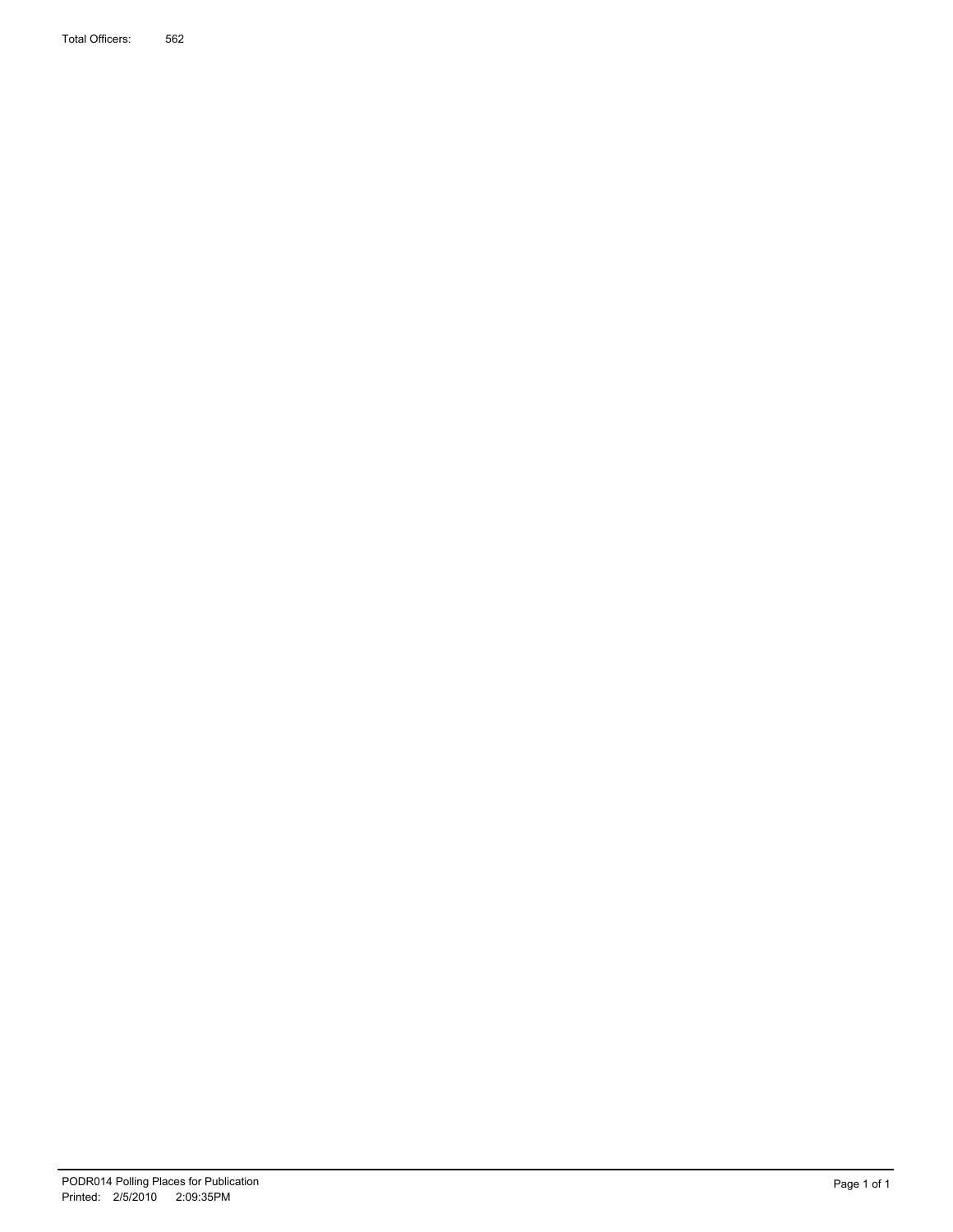Total Officers: 562